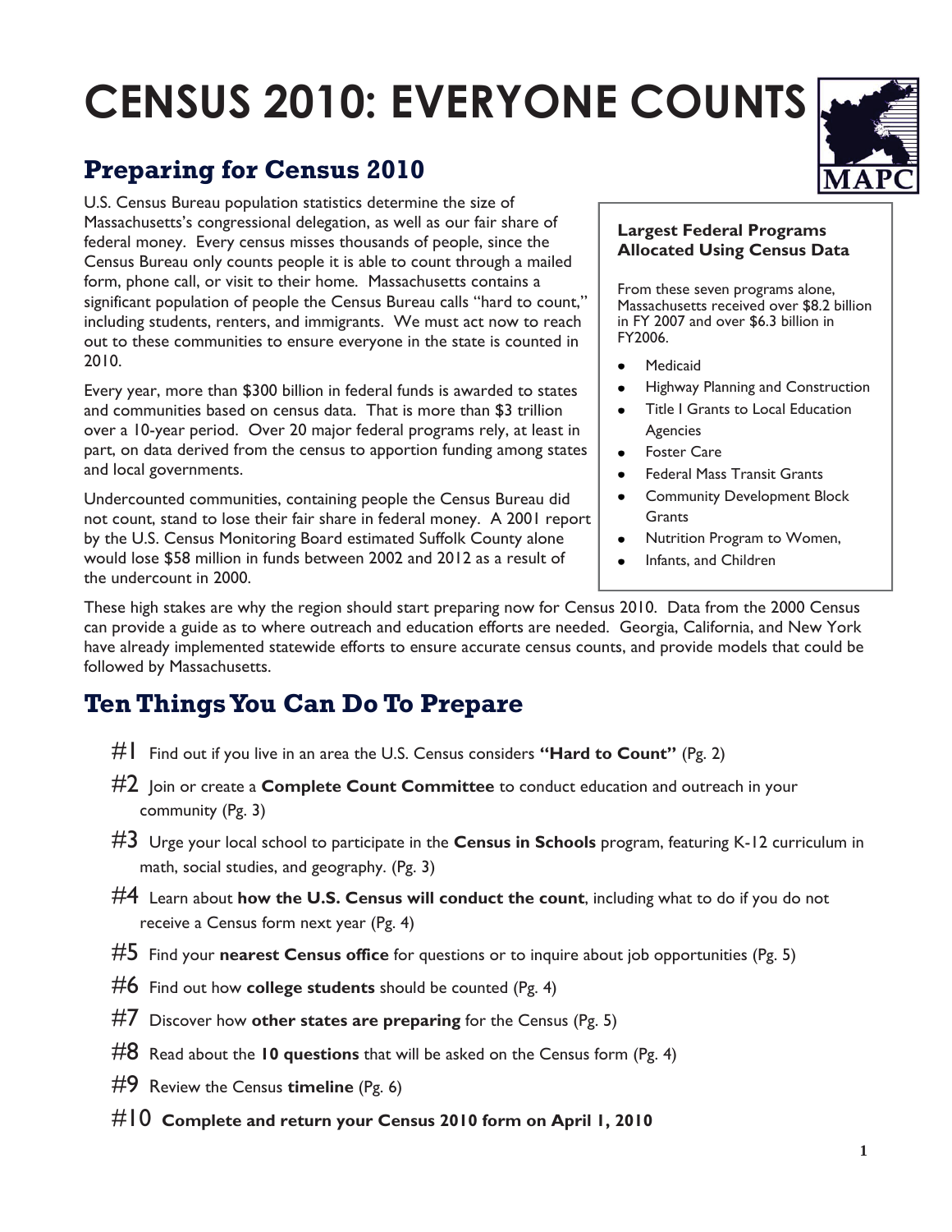# CENSUS 2010: EVERYONE COUNTS

## Preparing for Census 2010

U.S. Census Bureau population statistics determine the size of Massachusetts's congressional delegation, as well as our fair share of federal money. Every census misses thousands of people, since the Census Bureau only counts people it is able to count through a mailed form, phone call, or visit to their home. Massachusetts contains a significant population of people the Census Bureau calls "hard to count," including students, renters, and immigrants. We must act now to reach out to these communities to ensure everyone in the state is counted in 2010.

Every year, more than $300 billion in federal funds is awarded to states and communities based on census data. That is more than $3 trillion over a 10-year period. Over 20 major federal programs rely, at least in part, on data derived from the census to apportion funding among states and local governments.

Undercounted communities, containing people the Census Bureau did not count, stand to lose their fair share in federal money. A 2001 report by the U.S. Census Monitoring Board estimated Suffolk County alone would lose $58 million in funds between 2002 and 2012 as a result of the undercount in 2000.

**Largest Federal Programs Allocated Using Census Data**

From these seven programs alone, Massachusetts received over $8.2 billion in FY 2007 and over $6.3 billion in FY2006.

- Medicaid
- Highway Planning and Construction
- Title I Grants to Local Education Agencies
- Foster Care
- Federal Mass Transit Grants
- Community Development Block Grants
- Nutrition Program to Women,
- Infants, and Children

These high stakes are why the region should start preparing now for Census 2010. Data from the 2000 Census can provide a guide as to where outreach and education efforts are needed. Georgia, California, and New York have already implemented statewide efforts to ensure accurate census counts, and provide models that could be followed by Massachusetts.

## Ten Things You Can Do To Prepare

#1 Find out if you live in an area the U.S. Census considers **"Hard to Count"** (Pg. 2)

#2 Join or create a **Complete Count Committee** to conduct education and outreach in your community (Pg. 3)

#3 Urge your local school to participate in the **Census in Schools** program, featuring K-12 curriculum in math, social studies, and geography. (Pg. 3)

#4 Learn about **how the U.S. Census will conduct the count**, including what to do if you do not receive a Census form next year (Pg. 4)

#5 Find your **nearest Census office** for questions or to inquire about job opportunities (Pg. 5)

#6 Find out how **college students** should be counted (Pg. 4)

#7 Discover how **other states are preparing** for the Census (Pg. 5)

#8 Read about the **10 questions** that will be asked on the Census form (Pg. 4)

#9 Review the Census **timeline** (Pg. 6)

#10 **Complete and return your Census 2010 form on April 1, 2010**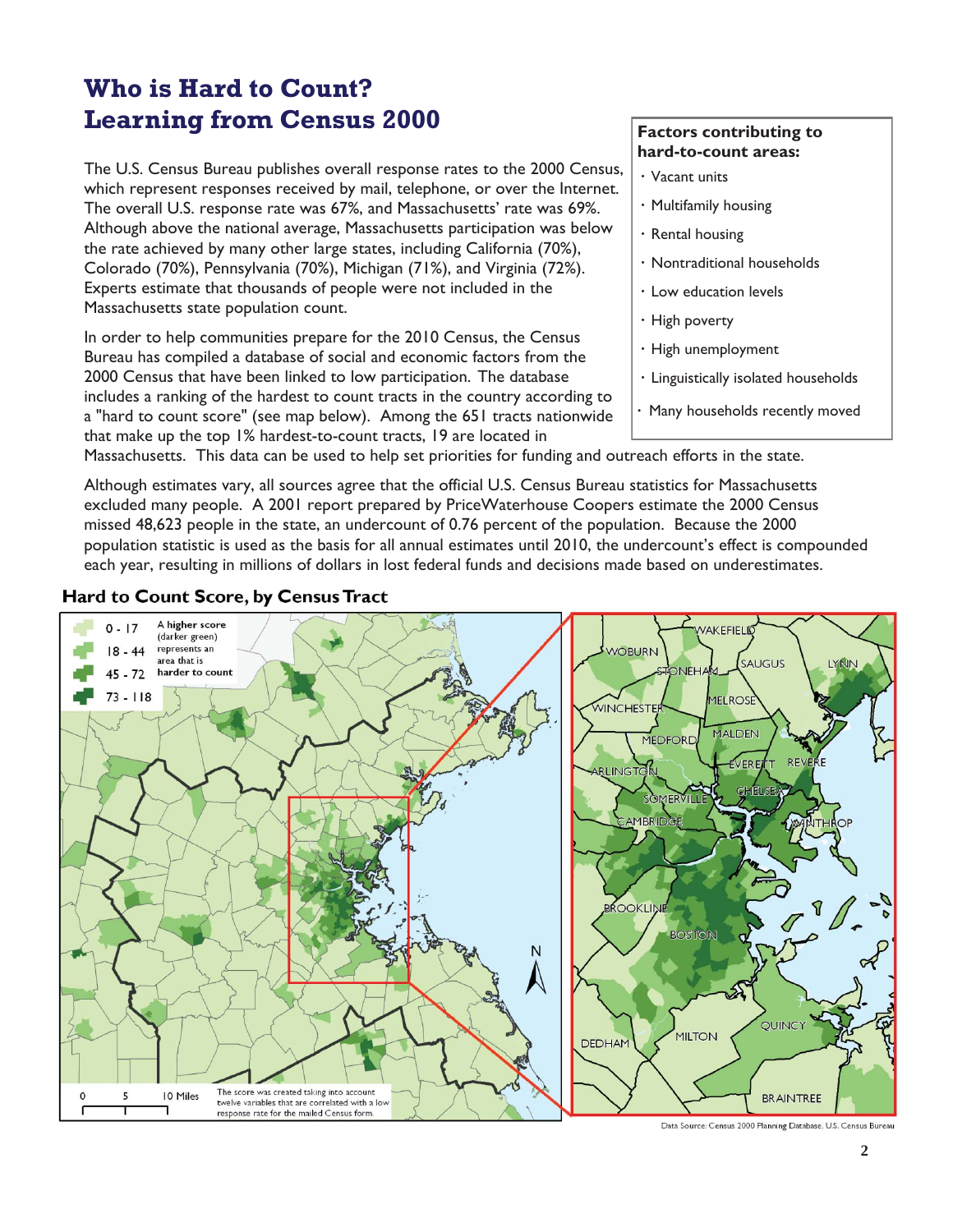# Who is Hard to Count? Learning from Census 2000

The U.S. Census Bureau publishes overall response rates to the 2000 Census, which represent responses received by mail, telephone, or over the Internet. The overall U.S. response rate was 67%, and Massachusetts' rate was 69%. Although above the national average, Massachusetts participation was below the rate achieved by many other large states, including California (70%), Colorado (70%), Pennsylvania (70%), Michigan (71%), and Virginia (72%). Experts estimate that thousands of people were not included in the Massachusetts state population count.

In order to help communities prepare for the 2010 Census, the Census Bureau has compiled a database of social and economic factors from the 2000 Census that have been linked to low participation. The database includes a ranking of the hardest to count tracts in the country according to a "hard to count score" (see map below). Among the 651 tracts nationwide that make up the top 1% hardest-to-count tracts, 19 are located in Massachusetts. This data can be used to help set priorities for funding and outreach efforts in the state.

**Factors contributing to hard-to-count areas:**

- Vacant units
- Multifamily housing
- Rental housing
- Nontraditional households
- Low education levels
- High poverty
- High unemployment
- Linguistically isolated households
- Many households recently moved

Although estimates vary, all sources agree that the official U.S. Census Bureau statistics for Massachusetts excluded many people. A 2001 report prepared by PriceWaterhouse Coopers estimate the 2000 Census missed 48,623 people in the state, an undercount of 0.76 percent of the population. Because the 2000 population statistic is used as the basis for all annual estimates until 2010, the undercount's effect is compounded each year, resulting in millions of dollars in lost federal funds and decisions made based on underestimates.

## Hard to Count Score, by Census Tract

Legend: 0 - 17; 18 - 44; 45 - 72; 73 - 118. A higher score (darker green) represents an area that is harder to count.

The score was created taking into account twelve variables that are correlated with a low response rate for the mailed Census form.

Data Source: Census 2000 Planning Database, U.S. Census Bureau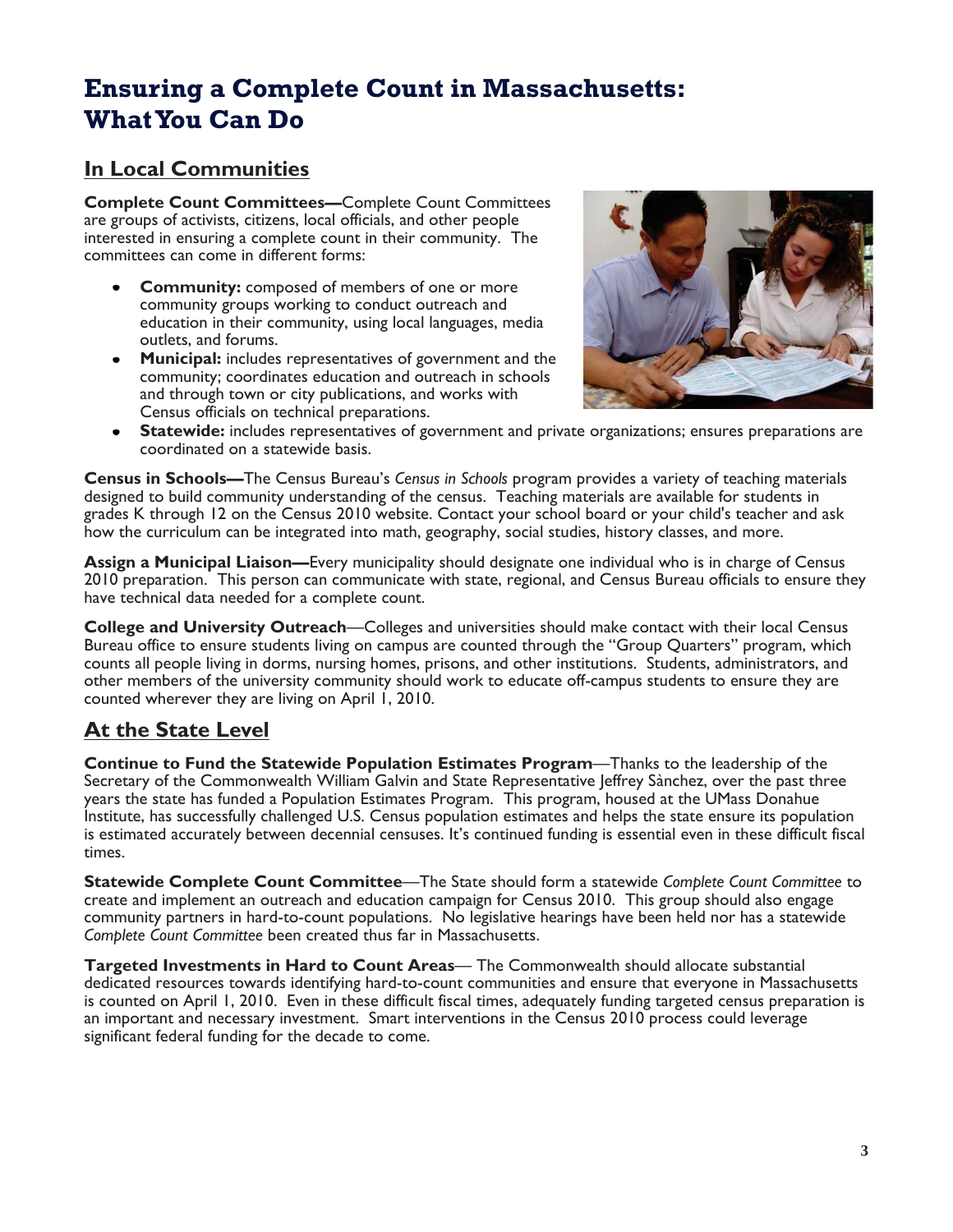# Ensuring a Complete Count in Massachusetts: What You Can Do

## In Local Communities

**Complete Count Committees—**Complete Count Committees are groups of activists, citizens, local officials, and other people interested in ensuring a complete count in their community. The committees can come in different forms:

- **Community:** composed of members of one or more community groups working to conduct outreach and education in their community, using local languages, media outlets, and forums.
- **Municipal:** includes representatives of government and the community; coordinates education and outreach in schools and through town or city publications, and works with Census officials on technical preparations.
- **Statewide:** includes representatives of government and private organizations; ensures preparations are coordinated on a statewide basis.

**Census in Schools—**The Census Bureau's *Census in Schools* program provides a variety of teaching materials designed to build community understanding of the census. Teaching materials are available for students in grades K through 12 on the Census 2010 website. Contact your school board or your child's teacher and ask how the curriculum can be integrated into math, geography, social studies, history classes, and more.

**Assign a Municipal Liaison—**Every municipality should designate one individual who is in charge of Census 2010 preparation. This person can communicate with state, regional, and Census Bureau officials to ensure they have technical data needed for a complete count.

**College and University Outreach**—Colleges and universities should make contact with their local Census Bureau office to ensure students living on campus are counted through the "Group Quarters" program, which counts all people living in dorms, nursing homes, prisons, and other institutions. Students, administrators, and other members of the university community should work to educate off-campus students to ensure they are counted wherever they are living on April 1, 2010.

## At the State Level

**Continue to Fund the Statewide Population Estimates Program**—Thanks to the leadership of the Secretary of the Commonwealth William Galvin and State Representative Jeffrey Sànchez, over the past three years the state has funded a Population Estimates Program. This program, housed at the UMass Donahue Institute, has successfully challenged U.S. Census population estimates and helps the state ensure its population is estimated accurately between decennial censuses. It's continued funding is essential even in these difficult fiscal times.

**Statewide Complete Count Committee**—The State should form a statewide *Complete Count Committee* to create and implement an outreach and education campaign for Census 2010. This group should also engage community partners in hard-to-count populations. No legislative hearings have been held nor has a statewide *Complete Count Committee* been created thus far in Massachusetts.

**Targeted Investments in Hard to Count Areas**— The Commonwealth should allocate substantial dedicated resources towards identifying hard-to-count communities and ensure that everyone in Massachusetts is counted on April 1, 2010. Even in these difficult fiscal times, adequately funding targeted census preparation is an important and necessary investment. Smart interventions in the Census 2010 process could leverage significant federal funding for the decade to come.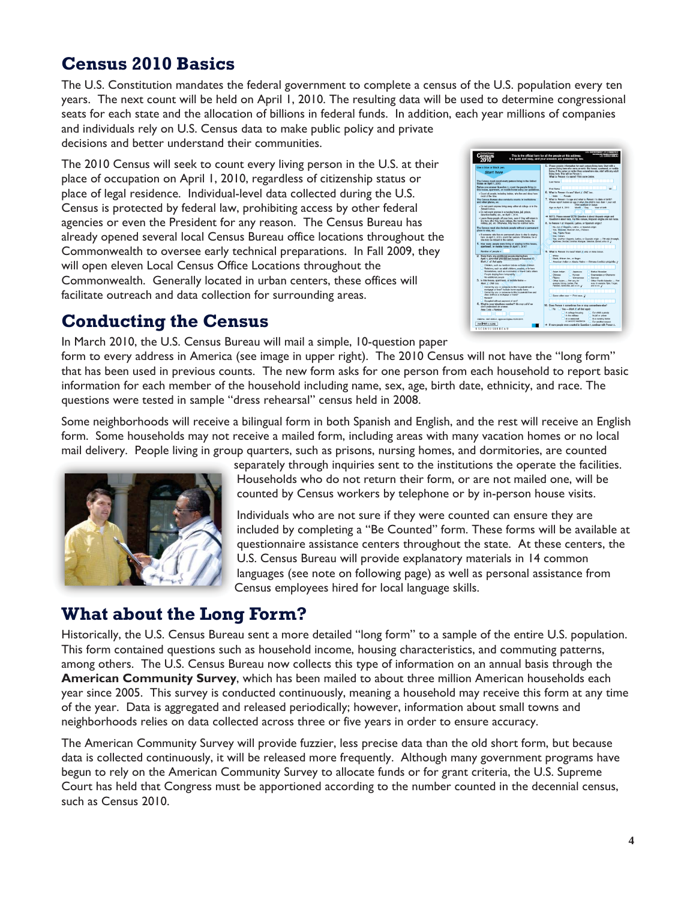## Census 2010 Basics

The U.S. Constitution mandates the federal government to complete a census of the U.S. population every ten years. The next count will be held on April 1, 2010. The resulting data will be used to determine congressional seats for each state and the allocation of billions in federal funds. In addition, each year millions of companies and individuals rely on U.S. Census data to make public policy and private decisions and better understand their communities.

The 2010 Census will seek to count every living person in the U.S. at their place of occupation on April 1, 2010, regardless of citizenship status or place of legal residence. Individual-level data collected during the U.S. Census is protected by federal law, prohibiting access by other federal agencies or even the President for any reason. The Census Bureau has already opened several local Census Bureau office locations throughout the Commonwealth to oversee early technical preparations. In Fall 2009, they will open eleven Local Census Office Locations throughout the Commonwealth. Generally located in urban centers, these offices will facilitate outreach and data collection for surrounding areas.

## Conducting the Census

In March 2010, the U.S. Census Bureau will mail a simple, 10-question paper form to every address in America (see image in upper right). The 2010 Census will not have the "long form" that has been used in previous counts. The new form asks for one person from each household to report basic information for each member of the household including name, sex, age, birth date, ethnicity, and race. The questions were tested in sample "dress rehearsal" census held in 2008.

Some neighborhoods will receive a bilingual form in both Spanish and English, and the rest will receive an English form. Some households may not receive a mailed form, including areas with many vacation homes or no local mail delivery. People living in group quarters, such as prisons, nursing homes, and dormitories, are counted separately through inquiries sent to the institutions the operate the facilities. Households who do not return their form, or are not mailed one, will be counted by Census workers by telephone or by in-person house visits.

Individuals who are not sure if they were counted can ensure they are included by completing a "Be Counted" form. These forms will be available at questionnaire assistance centers throughout the state. At these centers, the U.S. Census Bureau will provide explanatory materials in 14 common languages (see note on following page) as well as personal assistance from Census employees hired for local language skills.

## What about the Long Form?

Historically, the U.S. Census Bureau sent a more detailed "long form" to a sample of the entire U.S. population. This form contained questions such as household income, housing characteristics, and commuting patterns, among others. The U.S. Census Bureau now collects this type of information on an annual basis through the **American Community Survey**, which has been mailed to about three million American households each year since 2005. This survey is conducted continuously, meaning a household may receive this form at any time of the year. Data is aggregated and released periodically; however, information about small towns and neighborhoods relies on data collected across three or five years in order to ensure accuracy.

The American Community Survey will provide fuzzier, less precise data than the old short form, but because data is collected continuously, it will be released more frequently. Although many government programs have begun to rely on the American Community Survey to allocate funds or for grant criteria, the U.S. Supreme Court has held that Congress must be apportioned according to the number counted in the decennial census, such as Census 2010.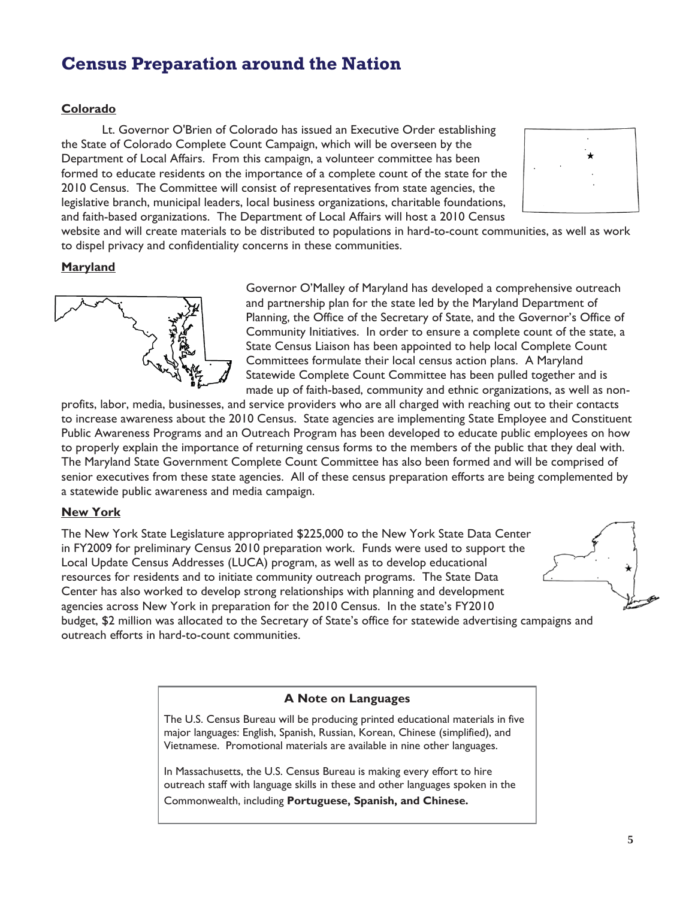# Census Preparation around the Nation

**Colorado**

Lt. Governor O'Brien of Colorado has issued an Executive Order establishing the State of Colorado Complete Count Campaign, which will be overseen by the Department of Local Affairs. From this campaign, a volunteer committee has been formed to educate residents on the importance of a complete count of the state for the 2010 Census. The Committee will consist of representatives from state agencies, the legislative branch, municipal leaders, local business organizations, charitable foundations, and faith-based organizations. The Department of Local Affairs will host a 2010 Census website and will create materials to be distributed to populations in hard-to-count communities, as well as work to dispel privacy and confidentiality concerns in these communities.

**Maryland**

Governor O'Malley of Maryland has developed a comprehensive outreach and partnership plan for the state led by the Maryland Department of Planning, the Office of the Secretary of State, and the Governor's Office of Community Initiatives. In order to ensure a complete count of the state, a State Census Liaison has been appointed to help local Complete Count Committees formulate their local census action plans. A Maryland Statewide Complete Count Committee has been pulled together and is made up of faith-based, community and ethnic organizations, as well as non-profits, labor, media, businesses, and service providers who are all charged with reaching out to their contacts to increase awareness about the 2010 Census. State agencies are implementing State Employee and Constituent Public Awareness Programs and an Outreach Program has been developed to educate public employees on how to properly explain the importance of returning census forms to the members of the public that they deal with. The Maryland State Government Complete Count Committee has also been formed and will be comprised of senior executives from these state agencies. All of these census preparation efforts are being complemented by a statewide public awareness and media campaign.

**New York**

The New York State Legislature appropriated $225,000 to the New York State Data Center in FY2009 for preliminary Census 2010 preparation work. Funds were used to support the Local Update Census Addresses (LUCA) program, as well as to develop educational resources for residents and to initiate community outreach programs. The State Data Center has also worked to develop strong relationships with planning and development agencies across New York in preparation for the 2010 Census. In the state's FY2010 budget, $2 million was allocated to the Secretary of State's office for statewide advertising campaigns and outreach efforts in hard-to-count communities.

**A Note on Languages**

The U.S. Census Bureau will be producing printed educational materials in five major languages: English, Spanish, Russian, Korean, Chinese (simplified), and Vietnamese. Promotional materials are available in nine other languages.

In Massachusetts, the U.S. Census Bureau is making every effort to hire outreach staff with language skills in these and other languages spoken in the Commonwealth, including **Portuguese, Spanish, and Chinese.**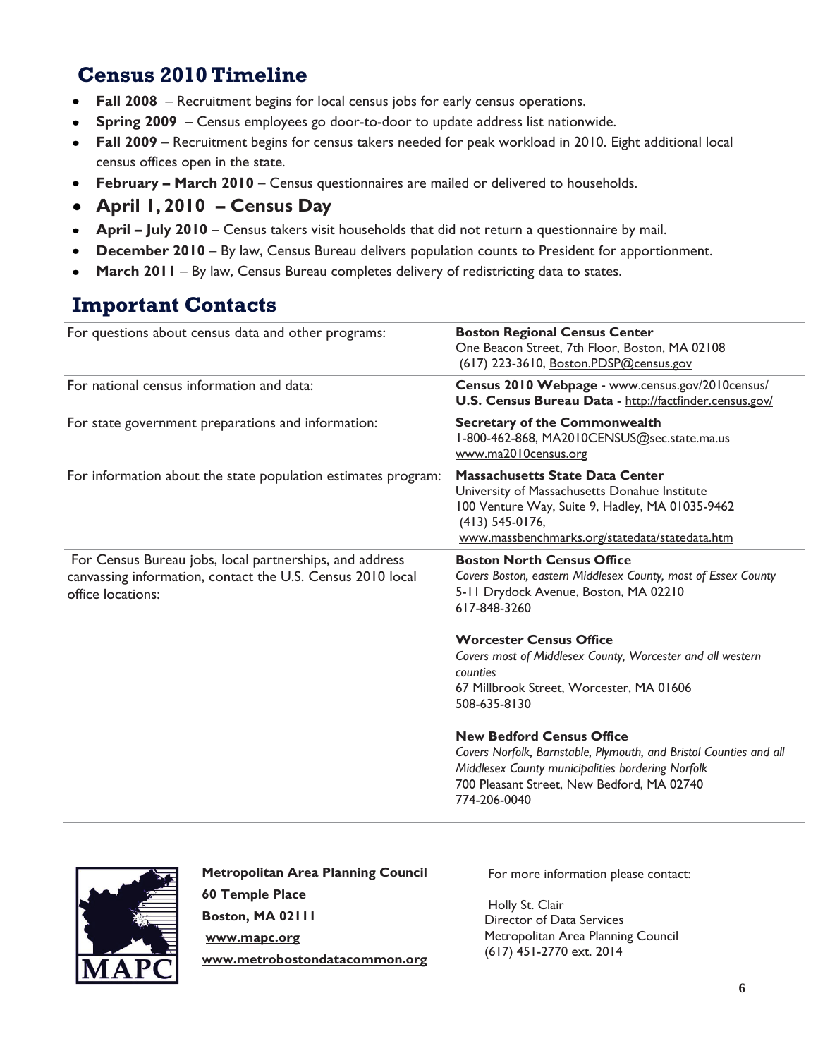## Census 2010 Timeline

- **Fall 2008** – Recruitment begins for local census jobs for early census operations.
- **Spring 2009** – Census employees go door-to-door to update address list nationwide.
- **Fall 2009** – Recruitment begins for census takers needed for peak workload in 2010. Eight additional local census offices open in the state.
- **February – March 2010** – Census questionnaires are mailed or delivered to households.
- **April 1, 2010 – Census Day**
- **April – July 2010** – Census takers visit households that did not return a questionnaire by mail.
- **December 2010** – By law, Census Bureau delivers population counts to President for apportionment.
- **March 2011** – By law, Census Bureau completes delivery of redistricting data to states.

## Important Contacts

| | |
|---|---|
| For questions about census data and other programs: | **Boston Regional Census Center**<br>One Beacon Street, 7th Floor, Boston, MA 02108<br>(617) 223-3610, Boston.PDSP@census.gov |
| For national census information and data: | **Census 2010 Webpage -** www.census.gov/2010census/<br>**U.S. Census Bureau Data -** http://factfinder.census.gov/ |
| For state government preparations and information: | **Secretary of the Commonwealth**<br>1-800-462-868, MA2010CENSUS@sec.state.ma.us<br>www.ma2010census.org |
| For information about the state population estimates program: | **Massachusetts State Data Center**<br>University of Massachusetts Donahue Institute<br>100 Venture Way, Suite 9, Hadley, MA 01035-9462<br>(413) 545-0176,<br>www.massbenchmarks.org/statedata/statedata.htm |
| For Census Bureau jobs, local partnerships, and address canvassing information, contact the U.S. Census 2010 local office locations: | **Boston North Census Office**<br>*Covers Boston, eastern Middlesex County, most of Essex County*<br>5-11 Drydock Avenue, Boston, MA 02210<br>617-848-3260<br><br>**Worcester Census Office**<br>*Covers most of Middlesex County, Worcester and all western counties*<br>67 Millbrook Street, Worcester, MA 01606<br>508-635-8130<br><br>**New Bedford Census Office**<br>*Covers Norfolk, Barnstable, Plymouth, and Bristol Counties and all Middlesex County municipalities bordering Norfolk*<br>700 Pleasant Street, New Bedford, MA 02740<br>774-206-0040 |

MAPC

**Metropolitan Area Planning Council**
**60 Temple Place**
**Boston, MA 02111**
**www.mapc.org**
**www.metrobostondatacommon.org**

For more information please contact:

Holly St. Clair
Director of Data Services
Metropolitan Area Planning Council
(617) 451-2770 ext. 2014